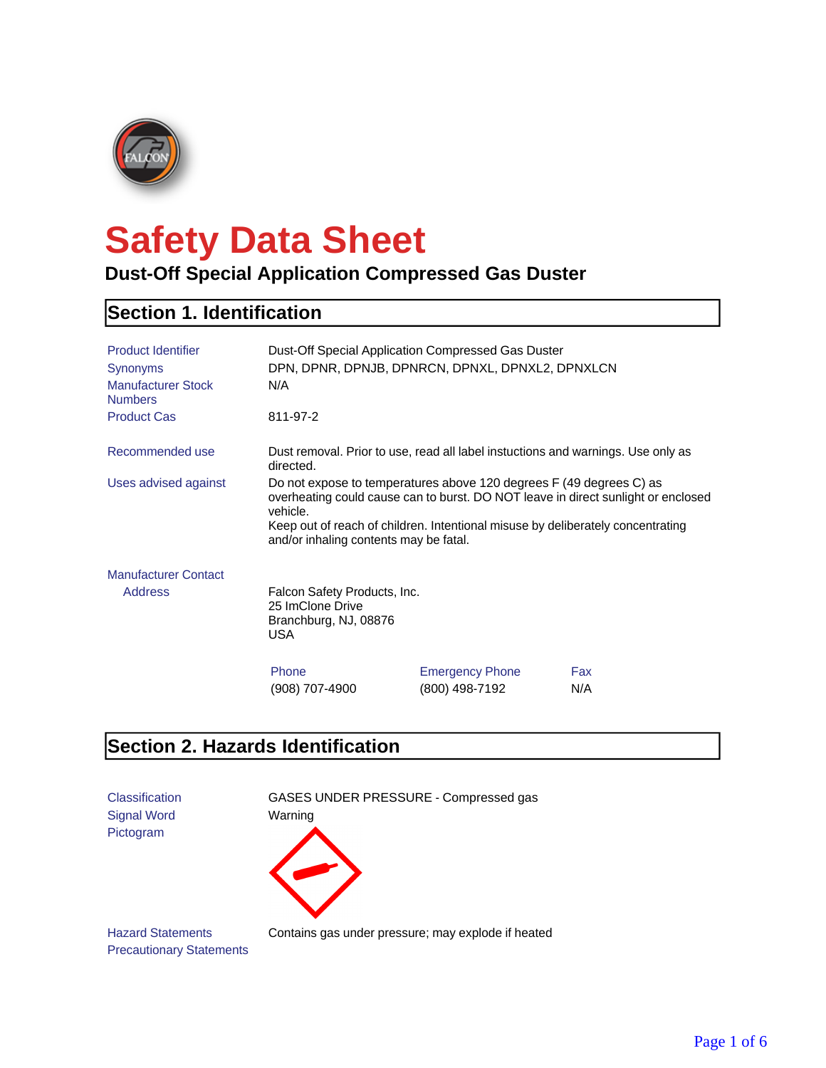# Safety Data Sheet

## Dust-Off Special Application Compressed Gas Duster

## Section 1. Identification

| | |
|---|---|
| Product Identifier | Dust-Off Special Application Compressed Gas Duster |
| Synonyms | DPN, DPNR, DPNJB, DPNRCN, DPNXL, DPNXL2, DPNXLCN |
| Manufacturer Stock Numbers | N/A |
| Product Cas | 811-97-2 |
| Recommended use | Dust removal. Prior to use, read all label instuctions and warnings. Use only as directed. |
| Uses advised against | Do not expose to temperatures above 120 degrees F (49 degrees C) as overheating could cause can to burst. DO NOT leave in direct sunlight or enclosed vehicle.<br>Keep out of reach of children. Intentional misuse by deliberately concentrating and/or inhaling contents may be fatal. |

**Manufacturer Contact**

Address

Falcon Safety Products, Inc.
25 ImClone Drive
Branchburg, NJ, 08876
USA

| Phone | Emergency Phone | Fax |
|---|---|---|
| (908) 707-4900 | (800) 498-7192 | N/A |

## Section 2. Hazards Identification

| | |
|---|---|
| Classification | GASES UNDER PRESSURE - Compressed gas |
| Signal Word | Warning |
| Pictogram | |
| Hazard Statements | Contains gas under pressure; may explode if heated |
| Precautionary Statements | |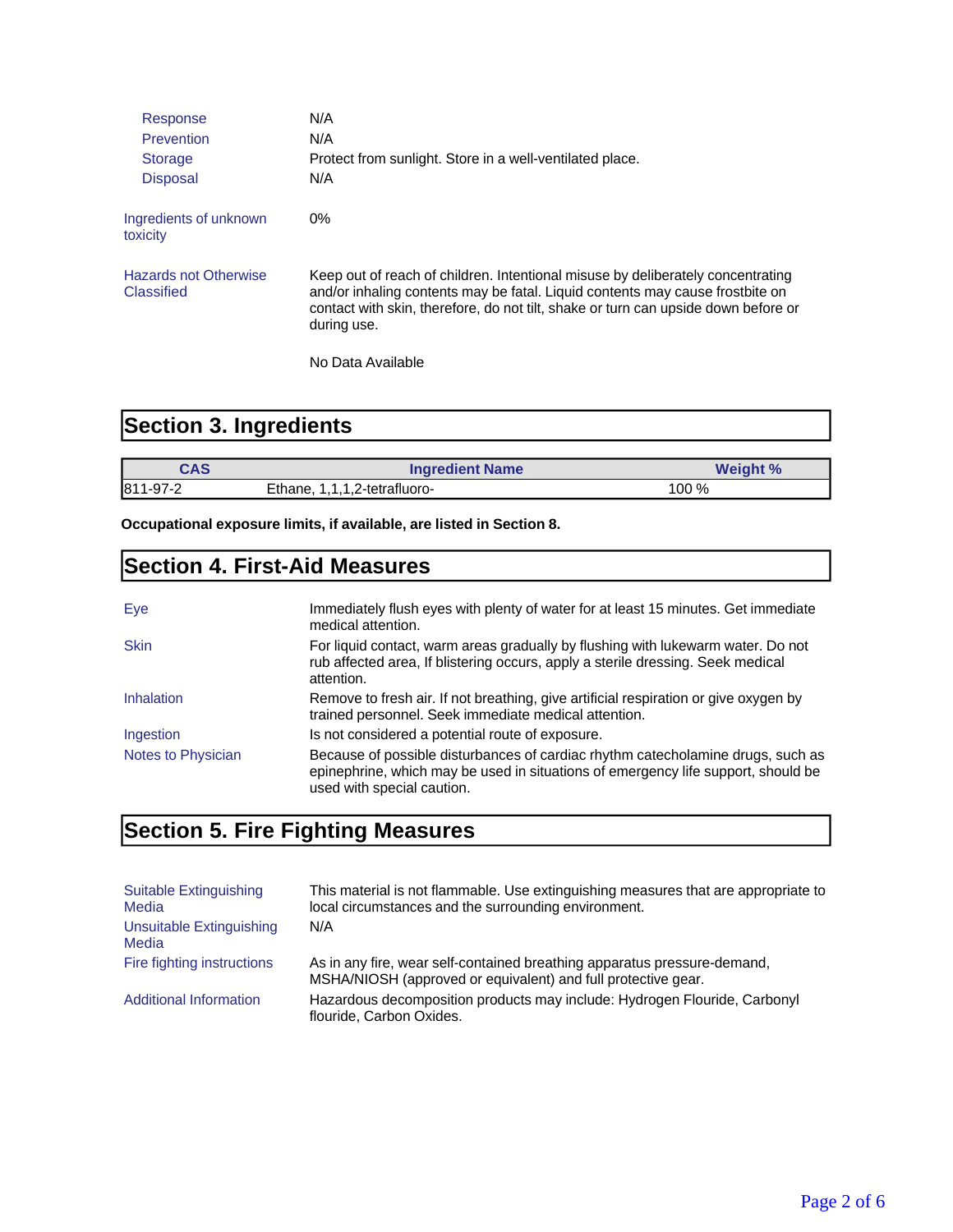| | |
|---|---|
| Response | N/A |
| Prevention | N/A |
| Storage | Protect from sunlight. Store in a well-ventilated place. |
| Disposal | N/A |

| | |
|---|---|
| Ingredients of unknown toxicity | 0% |
| Hazards not Otherwise Classified | Keep out of reach of children. Intentional misuse by deliberately concentrating and/or inhaling contents may be fatal. Liquid contents may cause frostbite on contact with skin, therefore, do not tilt, shake or turn can upside down before or during use.<br><br>No Data Available |

## Section 3. Ingredients

| CAS | Ingredient Name | Weight % |
|---|---|---|
| 811-97-2 | Ethane, 1,1,1,2-tetrafluoro- | 100 % |

**Occupational exposure limits, if available, are listed in Section 8.**

## Section 4. First-Aid Measures

| | |
|---|---|
| Eye | Immediately flush eyes with plenty of water for at least 15 minutes. Get immediate medical attention. |
| Skin | For liquid contact, warm areas gradually by flushing with lukewarm water. Do not rub affected area, If blistering occurs, apply a sterile dressing. Seek medical attention. |
| Inhalation | Remove to fresh air. If not breathing, give artificial respiration or give oxygen by trained personnel. Seek immediate medical attention. |
| Ingestion | Is not considered a potential route of exposure. |
| Notes to Physician | Because of possible disturbances of cardiac rhythm catecholamine drugs, such as epinephrine, which may be used in situations of emergency life support, should be used with special caution. |

## Section 5. Fire Fighting Measures

| | |
|---|---|
| Suitable Extinguishing Media | This material is not flammable. Use extinguishing measures that are appropriate to local circumstances and the surrounding environment. |
| Unsuitable Extinguishing Media | N/A |
| Fire fighting instructions | As in any fire, wear self-contained breathing apparatus pressure-demand, MSHA/NIOSH (approved or equivalent) and full protective gear. |
| Additional Information | Hazardous decomposition products may include: Hydrogen Flouride, Carbonyl flouride, Carbon Oxides. |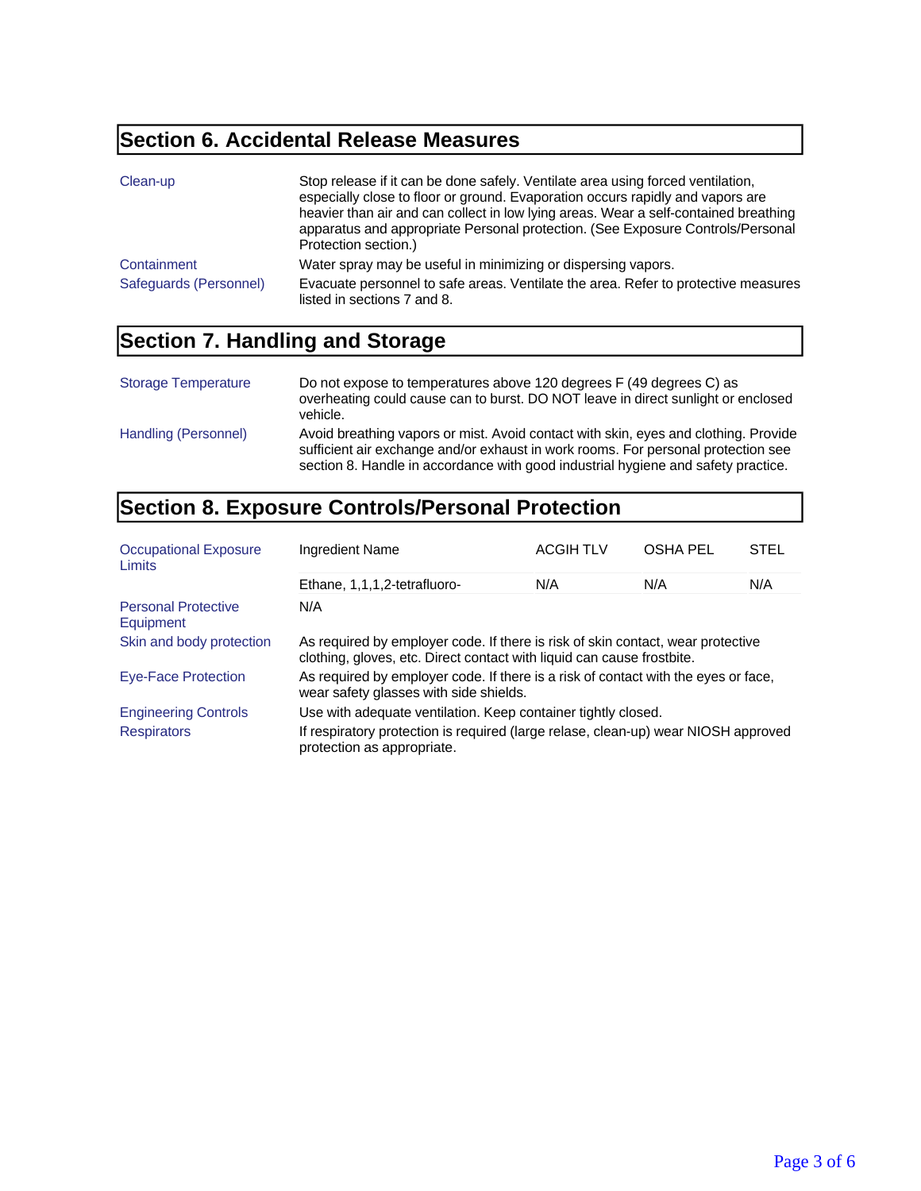## Section 6. Accidental Release Measures

| | |
|---|---|
| Clean-up | Stop release if it can be done safely. Ventilate area using forced ventilation, especially close to floor or ground. Evaporation occurs rapidly and vapors are heavier than air and can collect in low lying areas. Wear a self-contained breathing apparatus and appropriate Personal protection. (See Exposure Controls/Personal Protection section.) |
| Containment | Water spray may be useful in minimizing or dispersing vapors. |
| Safeguards (Personnel) | Evacuate personnel to safe areas. Ventilate the area. Refer to protective measures listed in sections 7 and 8. |

## Section 7. Handling and Storage

| | |
|---|---|
| Storage Temperature | Do not expose to temperatures above 120 degrees F (49 degrees C) as overheating could cause can to burst. DO NOT leave in direct sunlight or enclosed vehicle. |
| Handling (Personnel) | Avoid breathing vapors or mist. Avoid contact with skin, eyes and clothing. Provide sufficient air exchange and/or exhaust in work rooms. For personal protection see section 8. Handle in accordance with good industrial hygiene and safety practice. |

## Section 8. Exposure Controls/Personal Protection

**Occupational Exposure Limits**

| Ingredient Name | ACGIH TLV | OSHA PEL | STEL |
|---|---|---|---|
| Ethane, 1,1,1,2-tetrafluoro- | N/A | N/A | N/A |

| | |
|---|---|
| Personal Protective Equipment | N/A |
| Skin and body protection | As required by employer code. If there is risk of skin contact, wear protective clothing, gloves, etc. Direct contact with liquid can cause frostbite. |
| Eye-Face Protection | As required by employer code. If there is a risk of contact with the eyes or face, wear safety glasses with side shields. |
| Engineering Controls | Use with adequate ventilation. Keep container tightly closed. |
| Respirators | If respiratory protection is required (large relase, clean-up) wear NIOSH approved protection as appropriate. |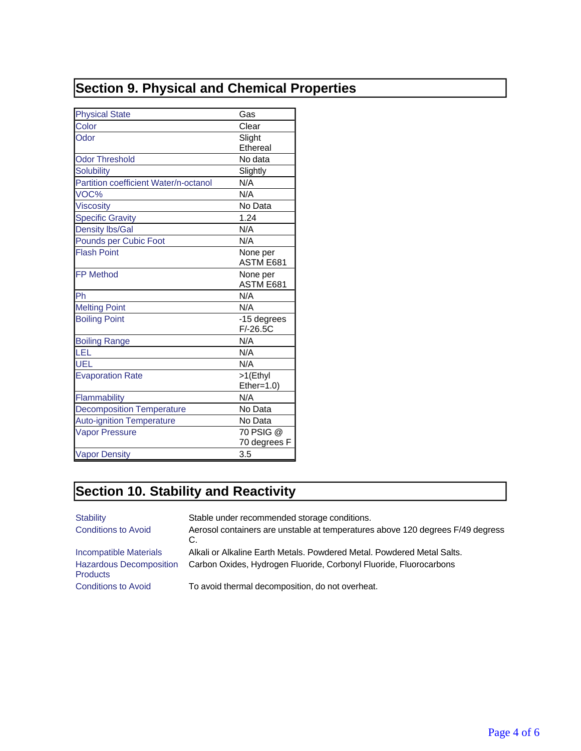## Section 9. Physical and Chemical Properties

| Property | Value |
|---|---|
| Physical State | Gas |
| Color | Clear |
| Odor | Slight Ethereal |
| Odor Threshold | No data |
| Solubility | Slightly |
| Partition coefficient Water/n-octanol | N/A |
| VOC% | N/A |
| Viscosity | No Data |
| Specific Gravity | 1.24 |
| Density lbs/Gal | N/A |
| Pounds per Cubic Foot | N/A |
| Flash Point | None per ASTM E681 |
| FP Method | None per ASTM E681 |
| Ph | N/A |
| Melting Point | N/A |
| Boiling Point | -15 degrees F/-26.5C |
| Boiling Range | N/A |
| LEL | N/A |
| UEL | N/A |
| Evaporation Rate | >1(Ethyl Ether=1.0) |
| Flammability | N/A |
| Decomposition Temperature | No Data |
| Auto-ignition Temperature | No Data |
| Vapor Pressure | 70 PSIG @ 70 degrees F |
| Vapor Density | 3.5 |

## Section 10. Stability and Reactivity

| | |
|---|---|
| Stability | Stable under recommended storage conditions. |
| Conditions to Avoid | Aerosol containers are unstable at temperatures above 120 degrees F/49 degress C. |
| Incompatible Materials | Alkali or Alkaline Earth Metals. Powdered Metal. Powdered Metal Salts. |
| Hazardous Decomposition Products | Carbon Oxides, Hydrogen Fluoride, Corbonyl Fluoride, Fluorocarbons |
| Conditions to Avoid | To avoid thermal decomposition, do not overheat. |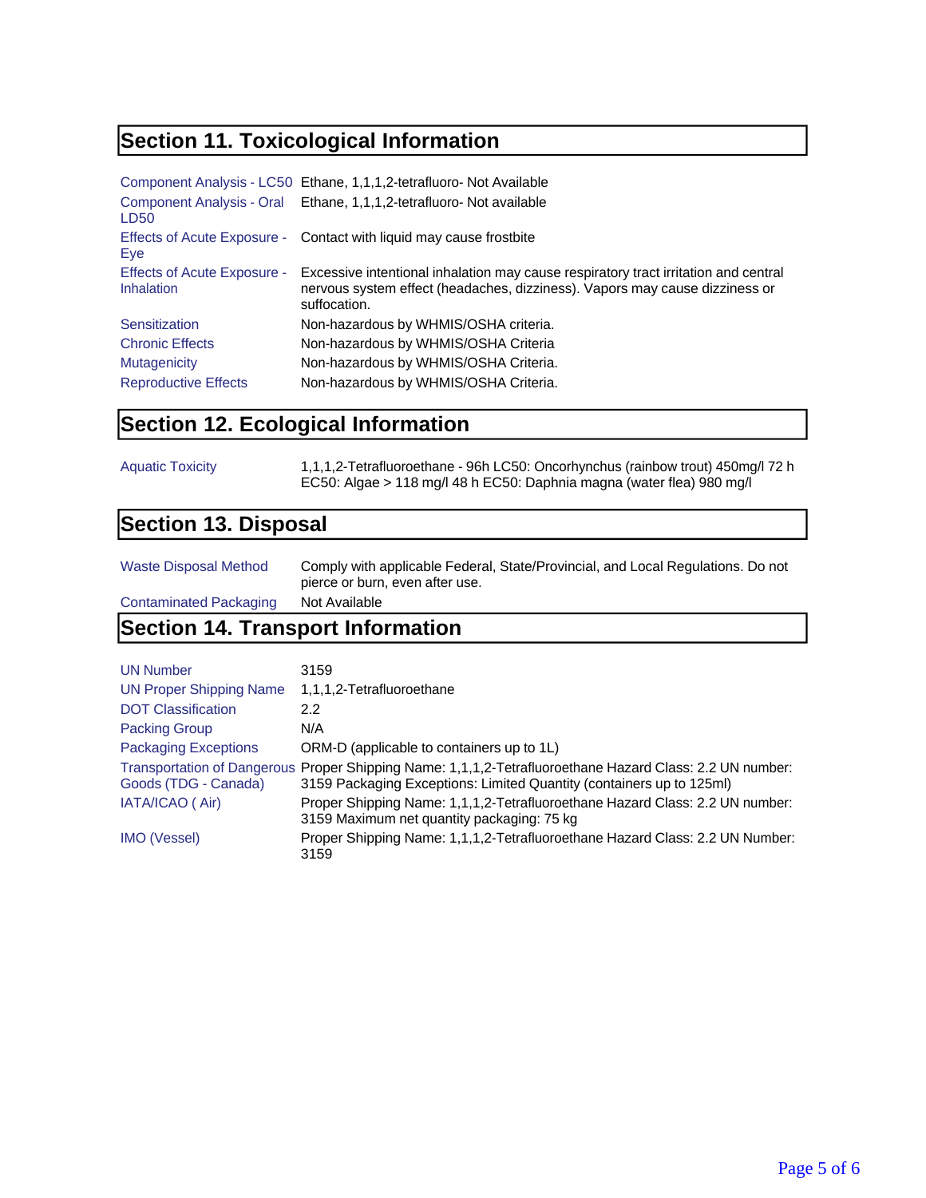## Section 11. Toxicological Information

| | |
|---|---|
| Component Analysis - LC50 | Ethane, 1,1,1,2-tetrafluoro- Not Available |
| Component Analysis - Oral LD50 | Ethane, 1,1,1,2-tetrafluoro- Not available |
| Effects of Acute Exposure - Eye | Contact with liquid may cause frostbite |
| Effects of Acute Exposure - Inhalation | Excessive intentional inhalation may cause respiratory tract irritation and central nervous system effect (headaches, dizziness). Vapors may cause dizziness or suffocation. |
| Sensitization | Non-hazardous by WHMIS/OSHA criteria. |
| Chronic Effects | Non-hazardous by WHMIS/OSHA Criteria |
| Mutagenicity | Non-hazardous by WHMIS/OSHA Criteria. |
| Reproductive Effects | Non-hazardous by WHMIS/OSHA Criteria. |

## Section 12. Ecological Information

| | |
|---|---|
| Aquatic Toxicity | 1,1,1,2-Tetrafluoroethane - 96h LC50: Oncorhynchus (rainbow trout) 450mg/l 72 h EC50: Algae > 118 mg/l 48 h EC50: Daphnia magna (water flea) 980 mg/l |

## Section 13. Disposal

| | |
|---|---|
| Waste Disposal Method | Comply with applicable Federal, State/Provincial, and Local Regulations. Do not pierce or burn, even after use. |
| Contaminated Packaging | Not Available |

## Section 14. Transport Information

| | |
|---|---|
| UN Number | 3159 |
| UN Proper Shipping Name | 1,1,1,2-Tetrafluoroethane |
| DOT Classification | 2.2 |
| Packing Group | N/A |
| Packaging Exceptions | ORM-D (applicable to containers up to 1L) |
| Transportation of Dangerous Goods (TDG - Canada) | Proper Shipping Name: 1,1,1,2-Tetrafluoroethane Hazard Class: 2.2 UN number: 3159 Packaging Exceptions: Limited Quantity (containers up to 125ml) |
| IATA/ICAO ( Air) | Proper Shipping Name: 1,1,1,2-Tetrafluoroethane Hazard Class: 2.2 UN number: 3159 Maximum net quantity packaging: 75 kg |
| IMO (Vessel) | Proper Shipping Name: 1,1,1,2-Tetrafluoroethane Hazard Class: 2.2 UN Number: 3159 |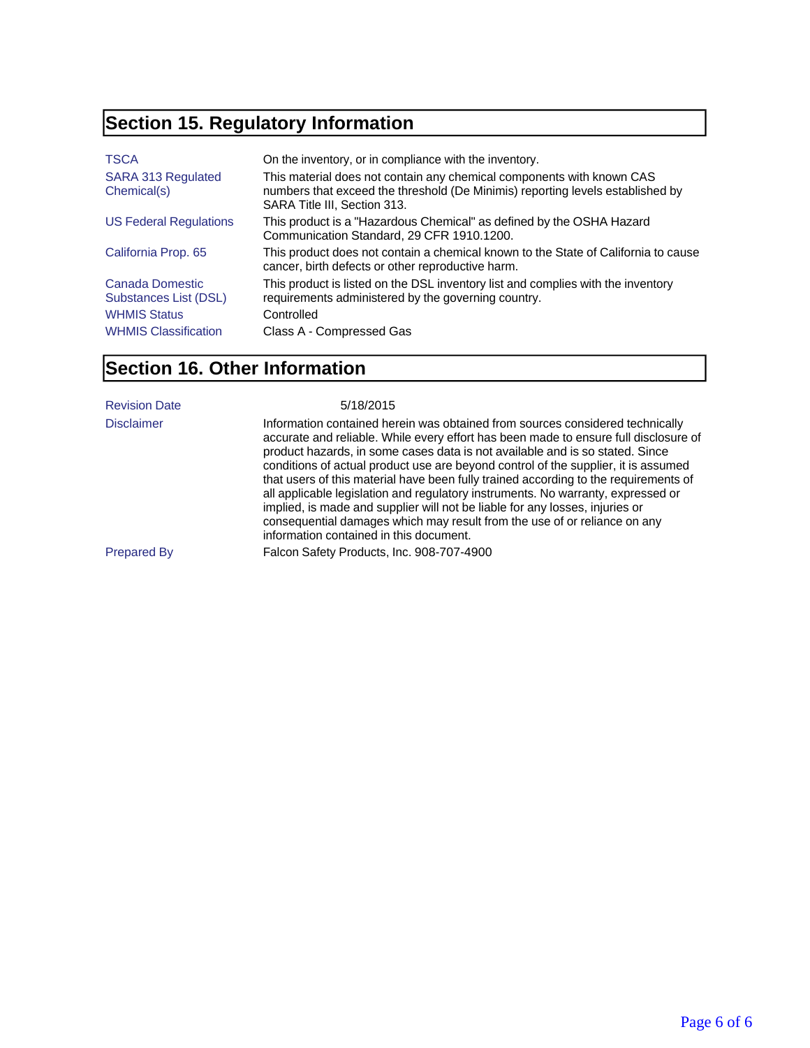## Section 15. Regulatory Information

| | |
|---|---|
| TSCA | On the inventory, or in compliance with the inventory. |
| SARA 313 Regulated Chemical(s) | This material does not contain any chemical components with known CAS numbers that exceed the threshold (De Minimis) reporting levels established by SARA Title III, Section 313. |
| US Federal Regulations | This product is a "Hazardous Chemical" as defined by the OSHA Hazard Communication Standard, 29 CFR 1910.1200. |
| California Prop. 65 | This product does not contain a chemical known to the State of California to cause cancer, birth defects or other reproductive harm. |
| Canada Domestic Substances List (DSL) | This product is listed on the DSL inventory list and complies with the inventory requirements administered by the governing country. |
| WHMIS Status | Controlled |
| WHMIS Classification | Class A - Compressed Gas |

## Section 16. Other Information

| | |
|---|---|
| Revision Date | 5/18/2015 |
| Disclaimer | Information contained herein was obtained from sources considered technically accurate and reliable. While every effort has been made to ensure full disclosure of product hazards, in some cases data is not available and is so stated. Since conditions of actual product use are beyond control of the supplier, it is assumed that users of this material have been fully trained according to the requirements of all applicable legislation and regulatory instruments. No warranty, expressed or implied, is made and supplier will not be liable for any losses, injuries or consequential damages which may result from the use of or reliance on any information contained in this document. |
| Prepared By | Falcon Safety Products, Inc. 908-707-4900 |